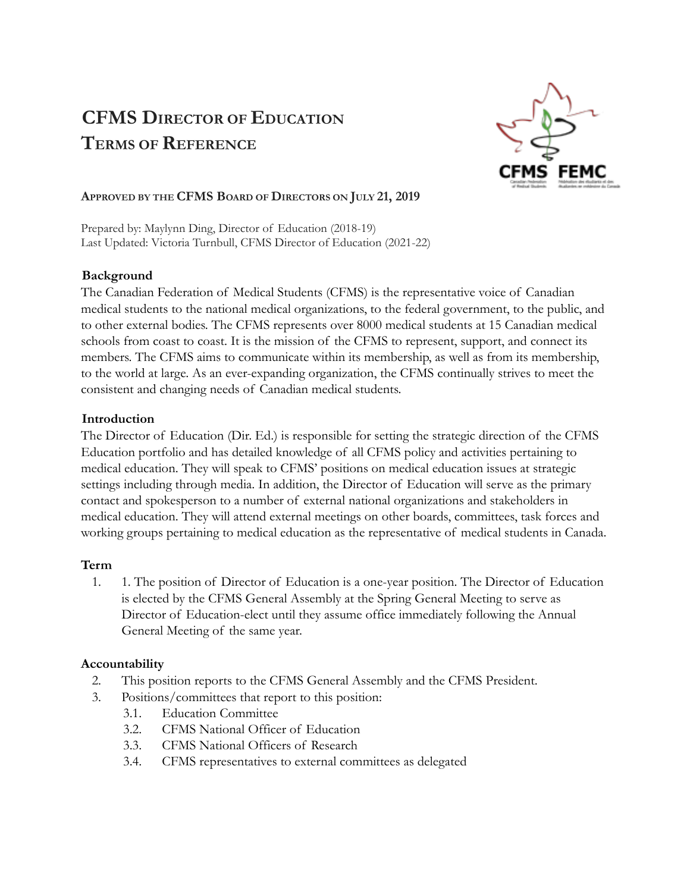# CFMS Director of Education Terms of Reference

**Approved by the CFMS Board of Directors on July 21, 2019**

Prepared by: Maylynn Ding, Director of Education (2018-19)
Last Updated: Victoria Turnbull, CFMS Director of Education (2021-22)

## Background

The Canadian Federation of Medical Students (CFMS) is the representative voice of Canadian medical students to the national medical organizations, to the federal government, to the public, and to other external bodies. The CFMS represents over 8000 medical students at 15 Canadian medical schools from coast to coast. It is the mission of the CFMS to represent, support, and connect its members. The CFMS aims to communicate within its membership, as well as from its membership, to the world at large. As an ever-expanding organization, the CFMS continually strives to meet the consistent and changing needs of Canadian medical students.

## Introduction

The Director of Education (Dir. Ed.) is responsible for setting the strategic direction of the CFMS Education portfolio and has detailed knowledge of all CFMS policy and activities pertaining to medical education. They will speak to CFMS' positions on medical education issues at strategic settings including through media. In addition, the Director of Education will serve as the primary contact and spokesperson to a number of external national organizations and stakeholders in medical education. They will attend external meetings on other boards, committees, task forces and working groups pertaining to medical education as the representative of medical students in Canada.

## Term

1. 1. The position of Director of Education is a one-year position. The Director of Education is elected by the CFMS General Assembly at the Spring General Meeting to serve as Director of Education-elect until they assume office immediately following the Annual General Meeting of the same year.

## Accountability

2. This position reports to the CFMS General Assembly and the CFMS President.
3. Positions/committees that report to this position:
   - 3.1. Education Committee
   - 3.2. CFMS National Officer of Education
   - 3.3. CFMS National Officers of Research
   - 3.4. CFMS representatives to external committees as delegated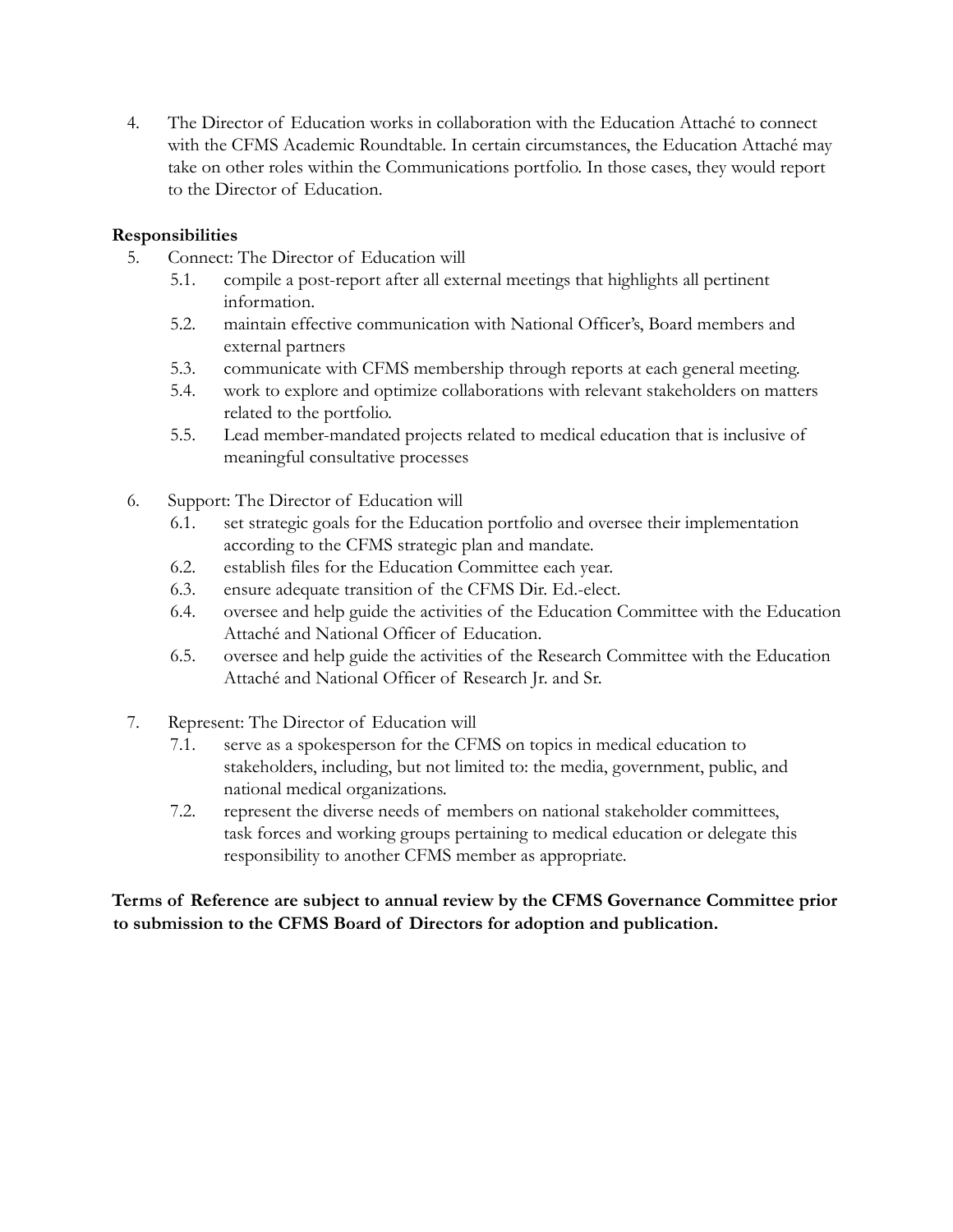4. The Director of Education works in collaboration with the Education Attaché to connect with the CFMS Academic Roundtable. In certain circumstances, the Education Attaché may take on other roles within the Communications portfolio. In those cases, they would report to the Director of Education.

**Responsibilities**

5. Connect: The Director of Education will
   - 5.1. compile a post-report after all external meetings that highlights all pertinent information.
   - 5.2. maintain effective communication with National Officer's, Board members and external partners
   - 5.3. communicate with CFMS membership through reports at each general meeting.
   - 5.4. work to explore and optimize collaborations with relevant stakeholders on matters related to the portfolio.
   - 5.5. Lead member-mandated projects related to medical education that is inclusive of meaningful consultative processes

6. Support: The Director of Education will
   - 6.1. set strategic goals for the Education portfolio and oversee their implementation according to the CFMS strategic plan and mandate.
   - 6.2. establish files for the Education Committee each year.
   - 6.3. ensure adequate transition of the CFMS Dir. Ed.-elect.
   - 6.4. oversee and help guide the activities of the Education Committee with the Education Attaché and National Officer of Education.
   - 6.5. oversee and help guide the activities of the Research Committee with the Education Attaché and National Officer of Research Jr. and Sr.

7. Represent: The Director of Education will
   - 7.1. serve as a spokesperson for the CFMS on topics in medical education to stakeholders, including, but not limited to: the media, government, public, and national medical organizations.
   - 7.2. represent the diverse needs of members on national stakeholder committees, task forces and working groups pertaining to medical education or delegate this responsibility to another CFMS member as appropriate.

**Terms of Reference are subject to annual review by the CFMS Governance Committee prior to submission to the CFMS Board of Directors for adoption and publication.**